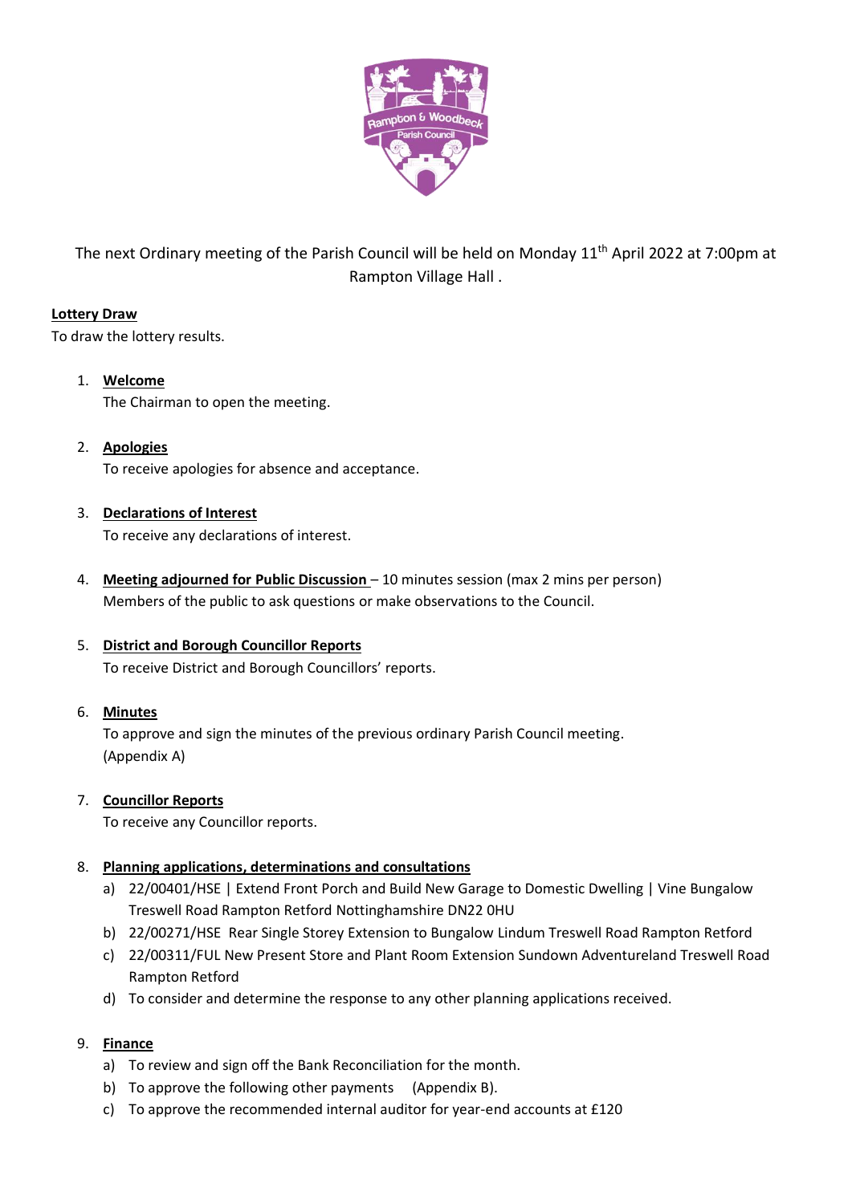The next Ordinary meeting of the Parish Council will be held on Monday 11th April 2022 at 7:00pm at Rampton Village Hall .

**Lottery Draw**

To draw the lottery results.

1. **Welcome**
   The Chairman to open the meeting.

2. **Apologies**
   To receive apologies for absence and acceptance.

3. **Declarations of Interest**
   To receive any declarations of interest.

4. **Meeting adjourned for Public Discussion** – 10 minutes session (max 2 mins per person)
   Members of the public to ask questions or make observations to the Council.

5. **District and Borough Councillor Reports**
   To receive District and Borough Councillors' reports.

6. **Minutes**
   To approve and sign the minutes of the previous ordinary Parish Council meeting. (Appendix A)

7. **Councillor Reports**
   To receive any Councillor reports.

8. **Planning applications, determinations and consultations**
   a) 22/00401/HSE | Extend Front Porch and Build New Garage to Domestic Dwelling | Vine Bungalow Treswell Road Rampton Retford Nottinghamshire DN22 0HU
   b) 22/00271/HSE Rear Single Storey Extension to Bungalow Lindum Treswell Road Rampton Retford
   c) 22/00311/FUL New Present Store and Plant Room Extension Sundown Adventureland Treswell Road Rampton Retford
   d) To consider and determine the response to any other planning applications received.

9. **Finance**
   a) To review and sign off the Bank Reconciliation for the month.
   b) To approve the following other payments (Appendix B).
   c) To approve the recommended internal auditor for year-end accounts at £120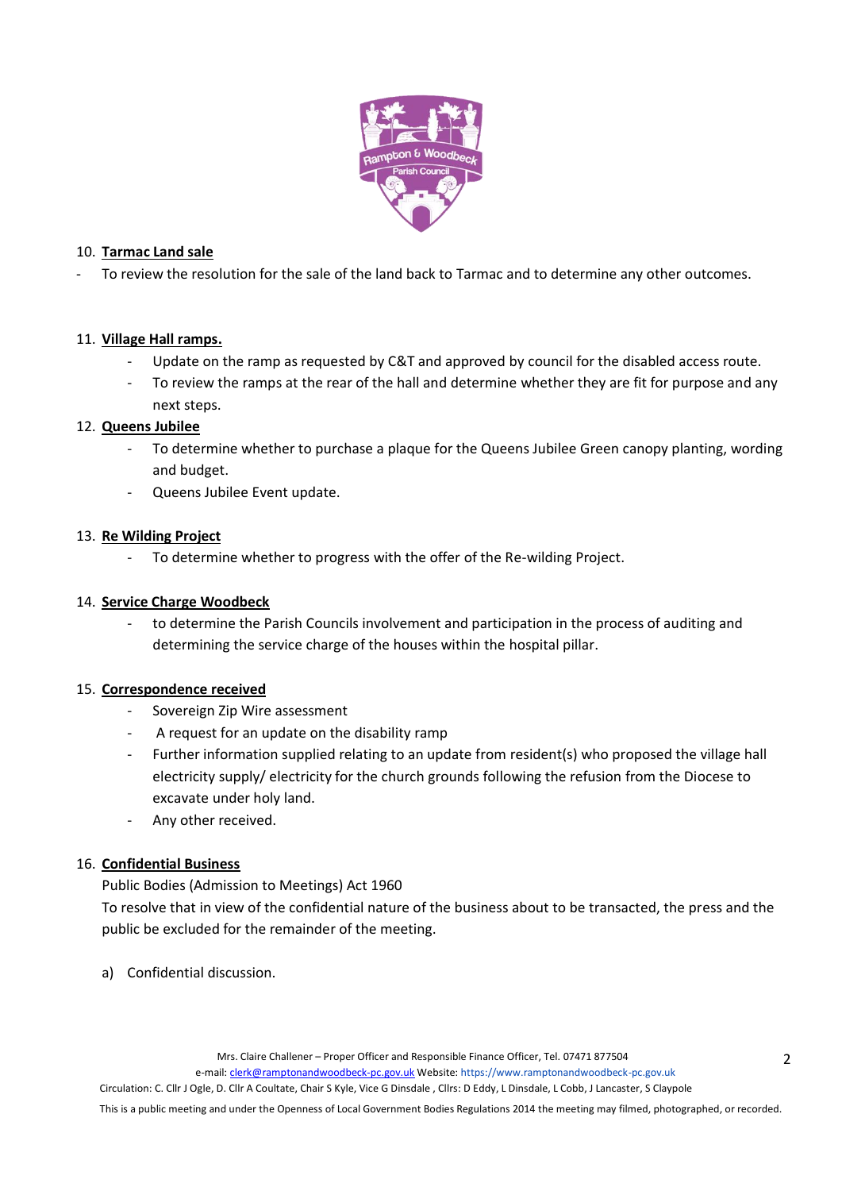10. **Tarmac Land sale**

- To review the resolution for the sale of the land back to Tarmac and to determine any other outcomes.

11. **Village Hall ramps.**
    - Update on the ramp as requested by C&T and approved by council for the disabled access route.
    - To review the ramps at the rear of the hall and determine whether they are fit for purpose and any next steps.

12. **Queens Jubilee**
    - To determine whether to purchase a plaque for the Queens Jubilee Green canopy planting, wording and budget.
    - Queens Jubilee Event update.

13. **Re Wilding Project**
    - To determine whether to progress with the offer of the Re-wilding Project.

14. **Service Charge Woodbeck**
    - to determine the Parish Councils involvement and participation in the process of auditing and determining the service charge of the houses within the hospital pillar.

15. **Correspondence received**
    - Sovereign Zip Wire assessment
    - A request for an update on the disability ramp
    - Further information supplied relating to an update from resident(s) who proposed the village hall electricity supply/ electricity for the church grounds following the refusion from the Diocese to excavate under holy land.
    - Any other received.

16. **Confidential Business**

    Public Bodies (Admission to Meetings) Act 1960

    To resolve that in view of the confidential nature of the business about to be transacted, the press and the public be excluded for the remainder of the meeting.

    a) Confidential discussion.

Mrs. Claire Challener – Proper Officer and Responsible Finance Officer, Tel. 07471 877504
e-mail: clerk@ramptonandwoodbeck-pc.gov.uk Website: https://www.ramptonandwoodbeck-pc.gov.uk
Circulation: C. Cllr J Ogle, D. Cllr A Coultate, Chair S Kyle, Vice G Dinsdale , Cllrs: D Eddy, L Dinsdale, L Cobb, J Lancaster, S Claypole
This is a public meeting and under the Openness of Local Government Bodies Regulations 2014 the meeting may filmed, photographed, or recorded.